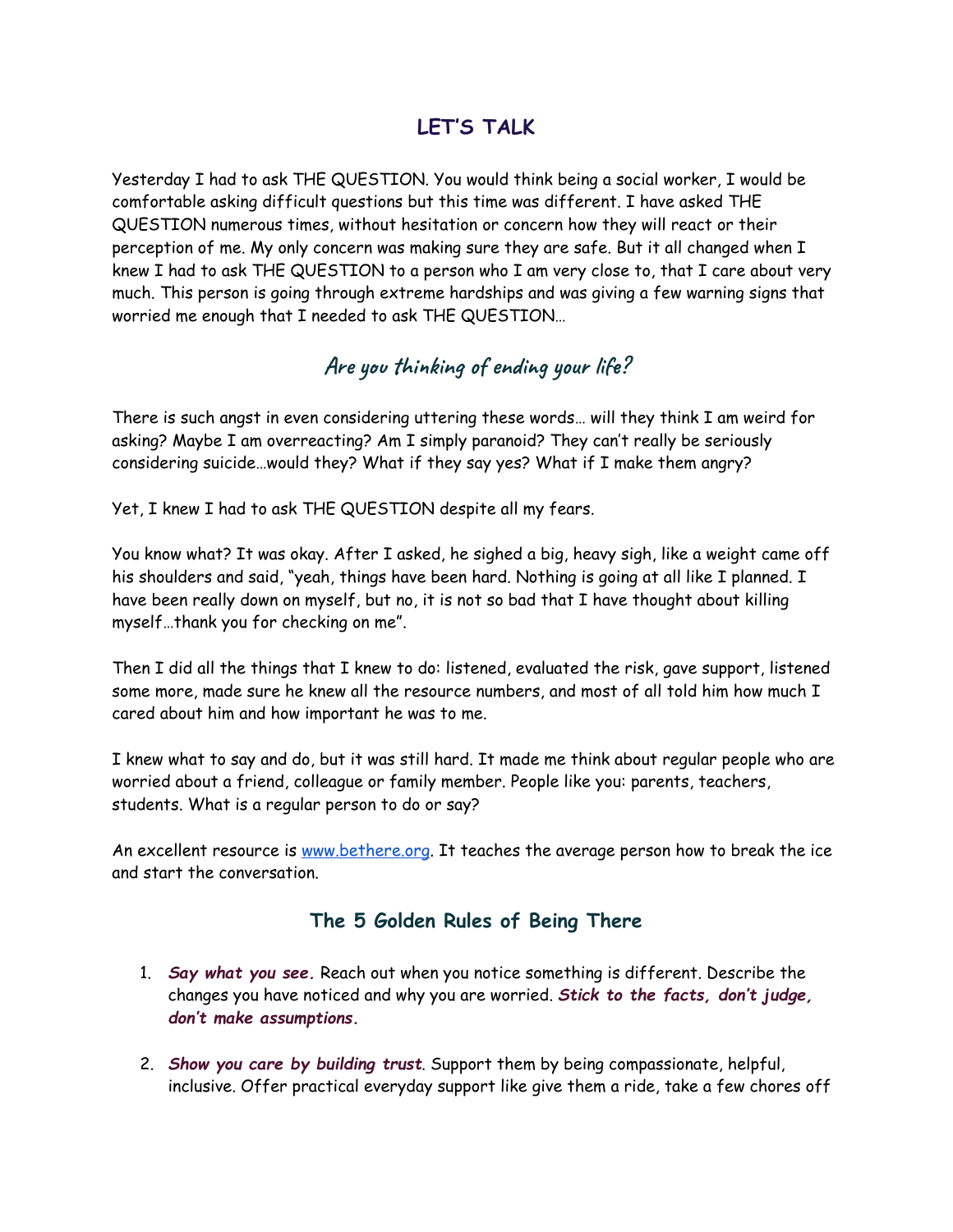# LET'S TALK

Yesterday I had to ask THE QUESTION. You would think being a social worker, I would be comfortable asking difficult questions but this time was different. I have asked THE QUESTION numerous times, without hesitation or concern how they will react or their perception of me. My only concern was making sure they are safe. But it all changed when I knew I had to ask THE QUESTION to a person who I am very close to, that I care about very much. This person is going through extreme hardships and was giving a few warning signs that worried me enough that I needed to ask THE QUESTION…

## *Are you thinking of ending your life?*

There is such angst in even considering uttering these words… will they think I am weird for asking? Maybe I am overreacting? Am I simply paranoid? They can't really be seriously considering suicide…would they? What if they say yes? What if I make them angry?

Yet, I knew I had to ask THE QUESTION despite all my fears.

You know what? It was okay. After I asked, he sighed a big, heavy sigh, like a weight came off his shoulders and said, "yeah, things have been hard. Nothing is going at all like I planned. I have been really down on myself, but no, it is not so bad that I have thought about killing myself…thank you for checking on me".

Then I did all the things that I knew to do: listened, evaluated the risk, gave support, listened some more, made sure he knew all the resource numbers, and most of all told him how much I cared about him and how important he was to me.

I knew what to say and do, but it was still hard. It made me think about regular people who are worried about a friend, colleague or family member. People like you: parents, teachers, students. What is a regular person to do or say?

An excellent resource is [www.bethere.org](http://www.bethere.org). It teaches the average person how to break the ice and start the conversation.

## The 5 Golden Rules of Being There

1. ***Say what you see.*** Reach out when you notice something is different. Describe the changes you have noticed and why you are worried. ***Stick to the facts, don't judge, don't make assumptions.***

2. ***Show you care by building trust***. Support them by being compassionate, helpful, inclusive. Offer practical everyday support like give them a ride, take a few chores off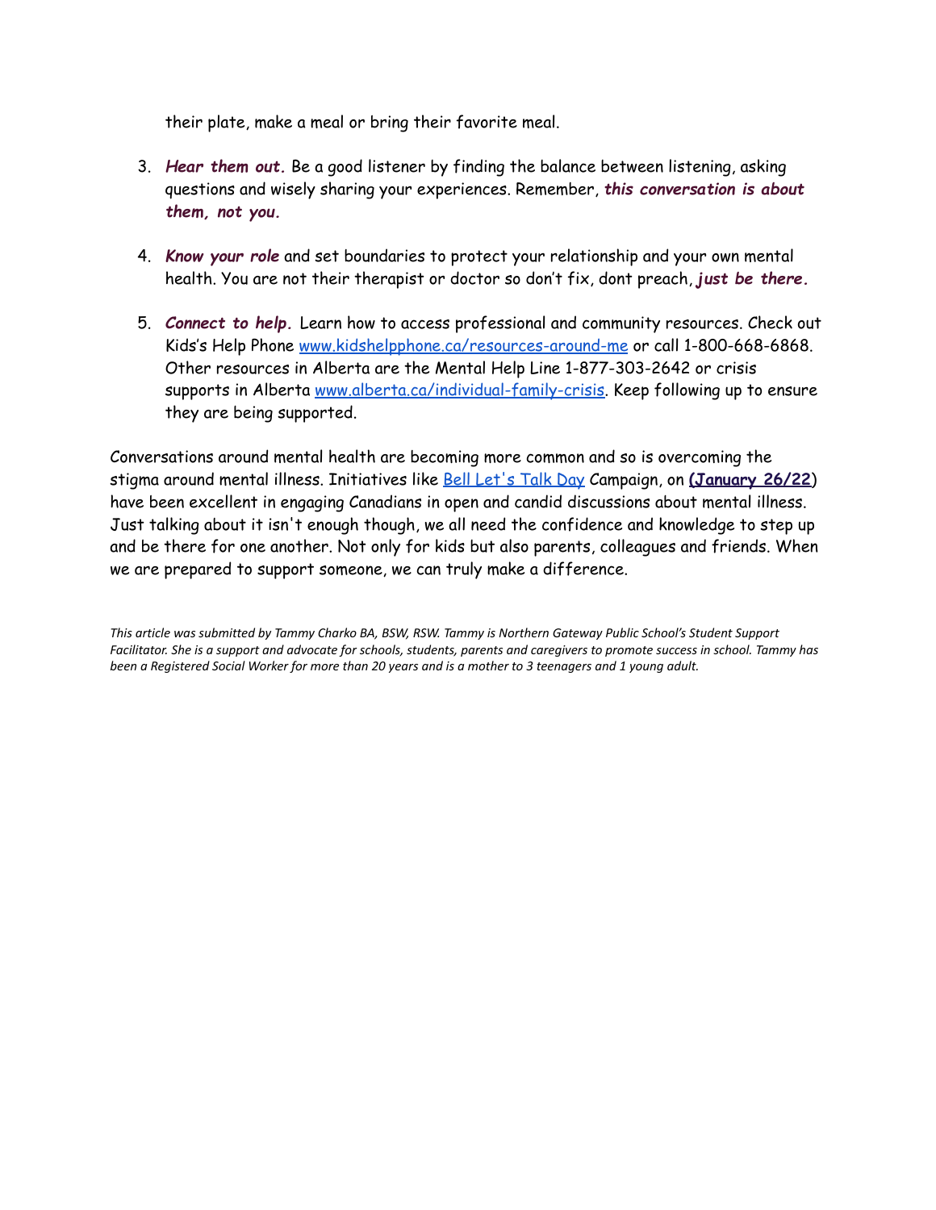their plate, make a meal or bring their favorite meal.

3. ***Hear them out.*** Be a good listener by finding the balance between listening, asking questions and wisely sharing your experiences. Remember, ***this conversation is about them, not you.***

4. ***Know your role*** and set boundaries to protect your relationship and your own mental health. You are not their therapist or doctor so don't fix, dont preach, ***just be there.***

5. ***Connect to help.*** Learn how to access professional and community resources. Check out Kids's Help Phone [www.kidshelpphone.ca/resources-around-me](www.kidshelpphone.ca/resources-around-me) or call 1-800-668-6868. Other resources in Alberta are the Mental Help Line 1-877-303-2642 or crisis supports in Alberta [www.alberta.ca/individual-family-crisis](www.alberta.ca/individual-family-crisis). Keep following up to ensure they are being supported.

Conversations around mental health are becoming more common and so is overcoming the stigma around mental illness. Initiatives like Bell Let's Talk Day Campaign, on **(January 26/22)** have been excellent in engaging Canadians in open and candid discussions about mental illness. Just talking about it isn't enough though, we all need the confidence and knowledge to step up and be there for one another. Not only for kids but also parents, colleagues and friends. When we are prepared to support someone, we can truly make a difference.

*This article was submitted by Tammy Charko BA, BSW, RSW. Tammy is Northern Gateway Public School's Student Support Facilitator. She is a support and advocate for schools, students, parents and caregivers to promote success in school. Tammy has been a Registered Social Worker for more than 20 years and is a mother to 3 teenagers and 1 young adult.*